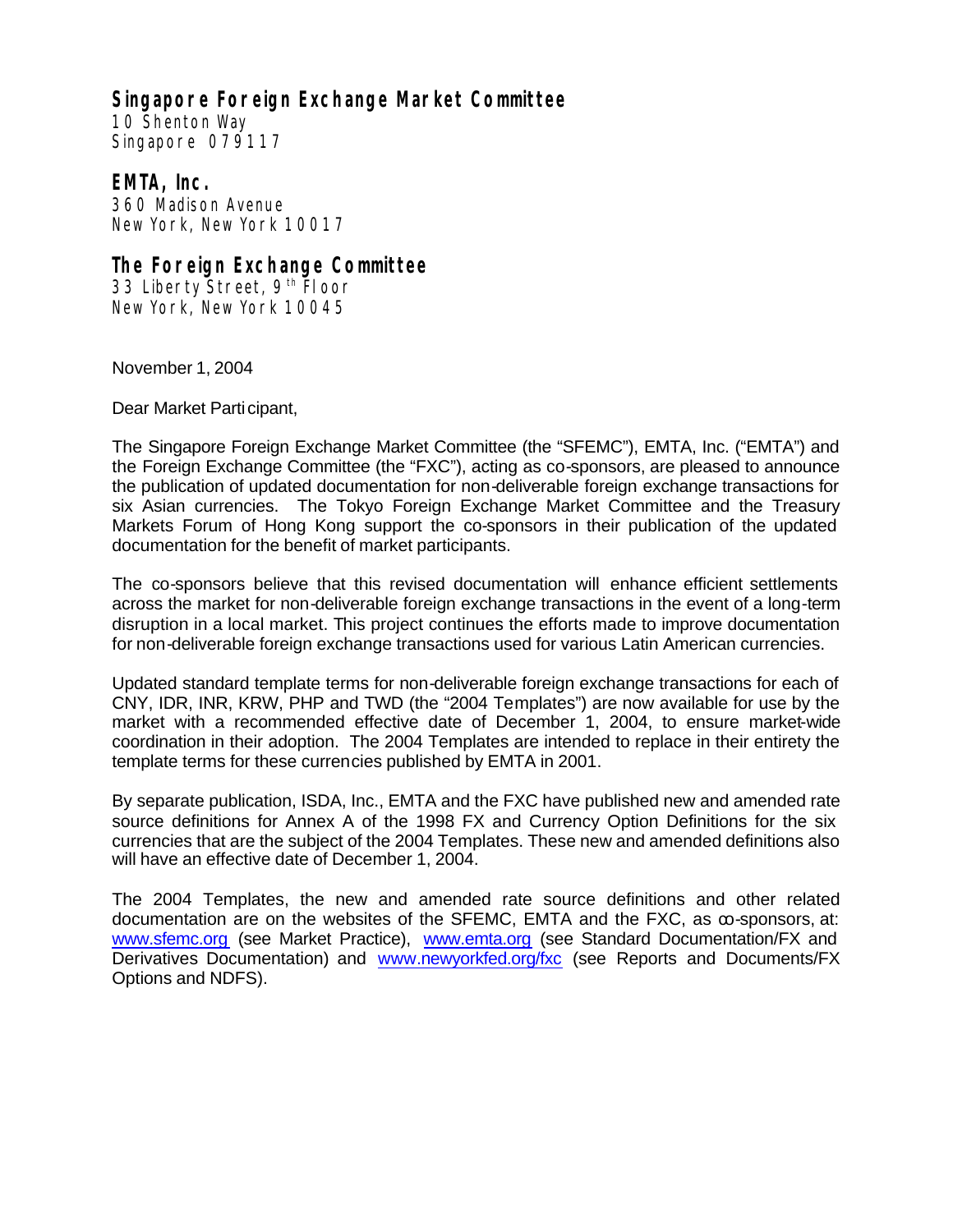**Singapore Foreign Exchange Market Committee**
10 Shenton Way
Singapore 079117

**EMTA, Inc.**
360 Madison Avenue
New York, New York 10017

**The Foreign Exchange Committee**
33 Liberty Street, 9th Floor
New York, New York 10045

November 1, 2004

Dear Market Participant,

The Singapore Foreign Exchange Market Committee (the "SFEMC"), EMTA, Inc. ("EMTA") and the Foreign Exchange Committee (the "FXC"), acting as co-sponsors, are pleased to announce the publication of updated documentation for non-deliverable foreign exchange transactions for six Asian currencies. The Tokyo Foreign Exchange Market Committee and the Treasury Markets Forum of Hong Kong support the co-sponsors in their publication of the updated documentation for the benefit of market participants.

The co-sponsors believe that this revised documentation will enhance efficient settlements across the market for non-deliverable foreign exchange transactions in the event of a long-term disruption in a local market. This project continues the efforts made to improve documentation for non-deliverable foreign exchange transactions used for various Latin American currencies.

Updated standard template terms for non-deliverable foreign exchange transactions for each of CNY, IDR, INR, KRW, PHP and TWD (the "2004 Templates") are now available for use by the market with a recommended effective date of December 1, 2004, to ensure market-wide coordination in their adoption. The 2004 Templates are intended to replace in their entirety the template terms for these currencies published by EMTA in 2001.

By separate publication, ISDA, Inc., EMTA and the FXC have published new and amended rate source definitions for Annex A of the 1998 FX and Currency Option Definitions for the six currencies that are the subject of the 2004 Templates. These new and amended definitions also will have an effective date of December 1, 2004.

The 2004 Templates, the new and amended rate source definitions and other related documentation are on the websites of the SFEMC, EMTA and the FXC, as co-sponsors, at: www.sfemc.org (see Market Practice), www.emta.org (see Standard Documentation/FX and Derivatives Documentation) and www.newyorkfed.org/fxc (see Reports and Documents/FX Options and NDFS).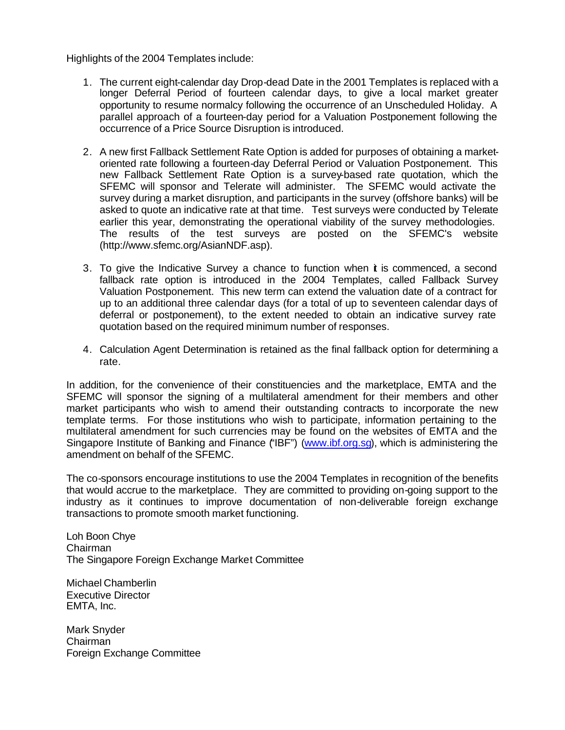Highlights of the 2004 Templates include:

1. The current eight-calendar day Drop-dead Date in the 2001 Templates is replaced with a longer Deferral Period of fourteen calendar days, to give a local market greater opportunity to resume normalcy following the occurrence of an Unscheduled Holiday. A parallel approach of a fourteen-day period for a Valuation Postponement following the occurrence of a Price Source Disruption is introduced.

2. A new first Fallback Settlement Rate Option is added for purposes of obtaining a market-oriented rate following a fourteen-day Deferral Period or Valuation Postponement. This new Fallback Settlement Rate Option is a survey-based rate quotation, which the SFEMC will sponsor and Telerate will administer. The SFEMC would activate the survey during a market disruption, and participants in the survey (offshore banks) will be asked to quote an indicative rate at that time. Test surveys were conducted by Telerate earlier this year, demonstrating the operational viability of the survey methodologies. The results of the test surveys are posted on the SFEMC's website (http://www.sfemc.org/AsianNDF.asp).

3. To give the Indicative Survey a chance to function when it is commenced, a second fallback rate option is introduced in the 2004 Templates, called Fallback Survey Valuation Postponement. This new term can extend the valuation date of a contract for up to an additional three calendar days (for a total of up to seventeen calendar days of deferral or postponement), to the extent needed to obtain an indicative survey rate quotation based on the required minimum number of responses.

4. Calculation Agent Determination is retained as the final fallback option for determining a rate.

In addition, for the convenience of their constituencies and the marketplace, EMTA and the SFEMC will sponsor the signing of a multilateral amendment for their members and other market participants who wish to amend their outstanding contracts to incorporate the new template terms. For those institutions who wish to participate, information pertaining to the multilateral amendment for such currencies may be found on the websites of EMTA and the Singapore Institute of Banking and Finance ("IBF") (www.ibf.org.sg), which is administering the amendment on behalf of the SFEMC.

The co-sponsors encourage institutions to use the 2004 Templates in recognition of the benefits that would accrue to the marketplace. They are committed to providing on-going support to the industry as it continues to improve documentation of non-deliverable foreign exchange transactions to promote smooth market functioning.

Loh Boon Chye
Chairman
The Singapore Foreign Exchange Market Committee

Michael Chamberlin
Executive Director
EMTA, Inc.

Mark Snyder
Chairman
Foreign Exchange Committee